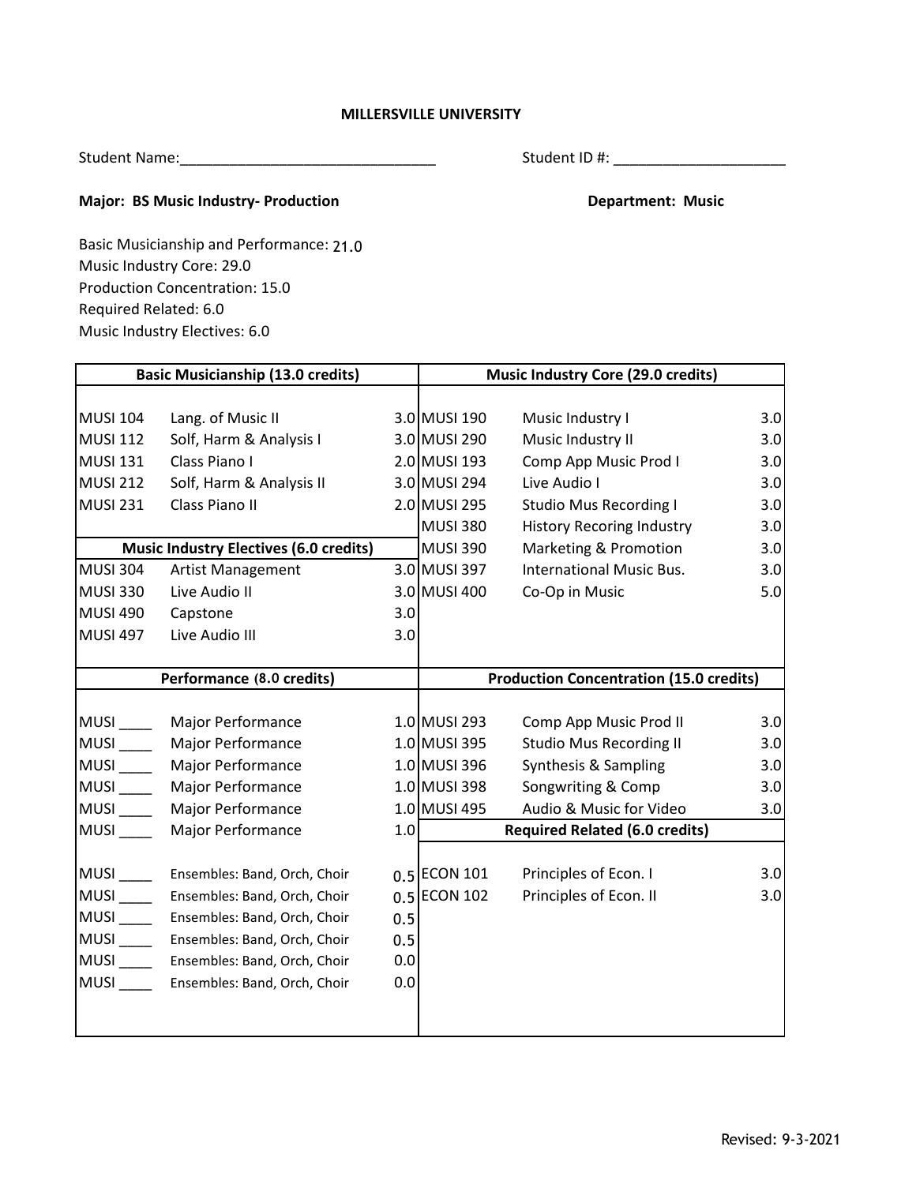**MILLERSVILLE UNIVERSITY**

Student Name:_______________________________ Student ID #: _____________________

**Major: BS Music Industry- Production** **Department: Music**

Basic Musicianship and Performance: 21.0
Music Industry Core: 29.0
Production Concentration: 15.0
Required Related: 6.0
Music Industry Electives: 6.0

| Basic Musicianship (13.0 credits) | | | Music Industry Core (29.0 credits) | | |
|---|---|---|---|---|---|
| MUSI 104 | Lang. of Music II | 3.0 | MUSI 190 | Music Industry I | 3.0 |
| MUSI 112 | Solf, Harm & Analysis I | 3.0 | MUSI 290 | Music Industry II | 3.0 |
| MUSI 131 | Class Piano I | 2.0 | MUSI 193 | Comp App Music Prod I | 3.0 |
| MUSI 212 | Solf, Harm & Analysis II | 3.0 | MUSI 294 | Live Audio I | 3.0 |
| MUSI 231 | Class Piano II | 2.0 | MUSI 295 | Studio Mus Recording I | 3.0 |
| | | | MUSI 380 | History Recoring Industry | 3.0 |
| **Music Industry Electives (6.0 credits)** | | | MUSI 390 | Marketing & Promotion | 3.0 |
| MUSI 304 | Artist Management | 3.0 | MUSI 397 | International Music Bus. | 3.0 |
| MUSI 330 | Live Audio II | 3.0 | MUSI 400 | Co-Op in Music | 5.0 |
| MUSI 490 | Capstone | 3.0 | | | |
| MUSI 497 | Live Audio III | 3.0 | | | |
| **Performance (8.0 credits)** | | | **Production Concentration (15.0 credits)** | | |
| MUSI ____ | Major Performance | 1.0 | MUSI 293 | Comp App Music Prod II | 3.0 |
| MUSI ____ | Major Performance | 1.0 | MUSI 395 | Studio Mus Recording II | 3.0 |
| MUSI ____ | Major Performance | 1.0 | MUSI 396 | Synthesis & Sampling | 3.0 |
| MUSI ____ | Major Performance | 1.0 | MUSI 398 | Songwriting & Comp | 3.0 |
| MUSI ____ | Major Performance | 1.0 | MUSI 495 | Audio & Music for Video | 3.0 |
| MUSI ____ | Major Performance | 1.0 | **Required Related (6.0 credits)** | | |
| MUSI ____ | Ensembles: Band, Orch, Choir | 0.5 | ECON 101 | Principles of Econ. I | 3.0 |
| MUSI ____ | Ensembles: Band, Orch, Choir | 0.5 | ECON 102 | Principles of Econ. II | 3.0 |
| MUSI ____ | Ensembles: Band, Orch, Choir | 0.5 | | | |
| MUSI ____ | Ensembles: Band, Orch, Choir | 0.5 | | | |
| MUSI ____ | Ensembles: Band, Orch, Choir | 0.0 | | | |
| MUSI ____ | Ensembles: Band, Orch, Choir | 0.0 | | | |

Revised: 9-3-2021